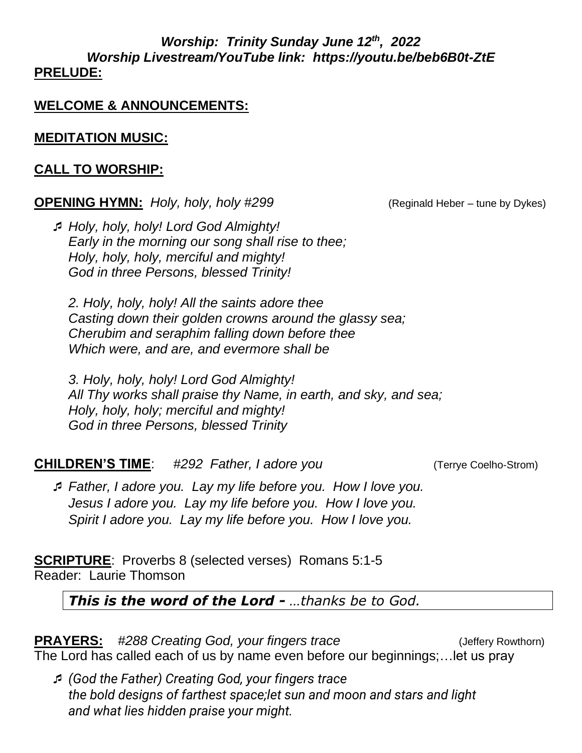***Worship: Trinity Sunday June 12th, 2022***

***Worship Livestream/YouTube link: https://youtu.be/beb6B0t-ZtE***

**PRELUDE:**

**WELCOME & ANNOUNCEMENTS:**

**MEDITATION MUSIC:**

**CALL TO WORSHIP:**

**OPENING HYMN:** *Holy, holy, holy #299* (Reginald Heber – tune by Dykes)

♬ *Holy, holy, holy! Lord God Almighty!*
*Early in the morning our song shall rise to thee;*
*Holy, holy, holy, merciful and mighty!*
*God in three Persons, blessed Trinity!*

*2. Holy, holy, holy! All the saints adore thee*
*Casting down their golden crowns around the glassy sea;*
*Cherubim and seraphim falling down before thee*
*Which were, and are, and evermore shall be*

*3. Holy, holy, holy! Lord God Almighty!*
*All Thy works shall praise thy Name, in earth, and sky, and sea;*
*Holy, holy, holy; merciful and mighty!*
*God in three Persons, blessed Trinity*

**CHILDREN'S TIME**: *#292 Father, I adore you* (Terrye Coelho-Strom)

♬ *Father, I adore you. Lay my life before you. How I love you.*
*Jesus I adore you. Lay my life before you. How I love you.*
*Spirit I adore you. Lay my life before you. How I love you.*

**SCRIPTURE**: Proverbs 8 (selected verses) Romans 5:1-5
Reader: Laurie Thomson

***This is the word of the Lord -*** *…thanks be to God.*

**PRAYERS:** *#288 Creating God, your fingers trace* (Jeffery Rowthorn)
The Lord has called each of us by name even before our beginnings;…let us pray

♬ *(God the Father) Creating God, your fingers trace*
*the bold designs of farthest space;let sun and moon and stars and light*
*and what lies hidden praise your might.*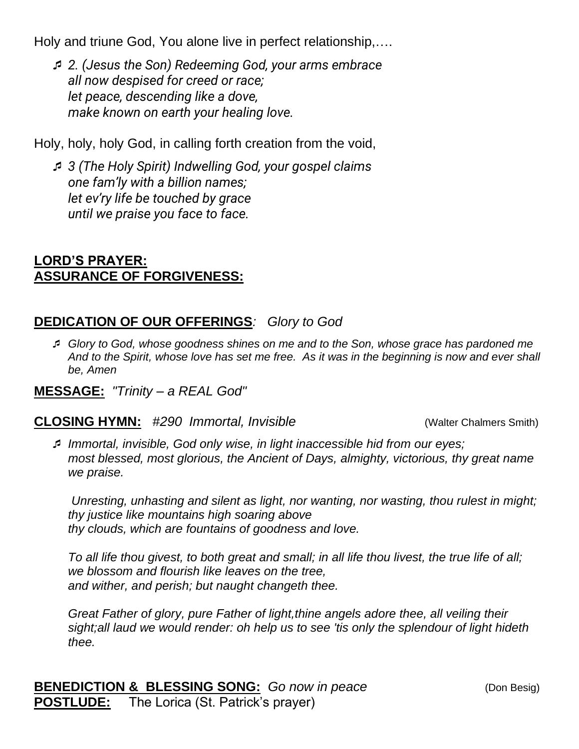Holy and triune God, You alone live in perfect relationship,….

♬ *2. (Jesus the Son) Redeeming God, your arms embrace*
*all now despised for creed or race;*
*let peace, descending like a dove,*
*make known on earth your healing love.*

Holy, holy, holy God, in calling forth creation from the void,

♬ *3 (The Holy Spirit) Indwelling God, your gospel claims*
*one fam'ly with a billion names;*
*let ev'ry life be touched by grace*
*until we praise you face to face.*

**LORD'S PRAYER:**
**ASSURANCE OF FORGIVENESS:**

**DEDICATION OF OUR OFFERINGS***: Glory to God*

♬ *Glory to God, whose goodness shines on me and to the Son, whose grace has pardoned me And to the Spirit, whose love has set me free. As it was in the beginning is now and ever shall be, Amen*

**MESSAGE:** *"Trinity – a REAL God"*

**CLOSING HYMN:** *#290 Immortal, Invisible* (Walter Chalmers Smith)

♬ *Immortal, invisible, God only wise, in light inaccessible hid from our eyes; most blessed, most glorious, the Ancient of Days, almighty, victorious, thy great name we praise.*

*Unresting, unhasting and silent as light, nor wanting, nor wasting, thou rulest in might; thy justice like mountains high soaring above*
*thy clouds, which are fountains of goodness and love.*

*To all life thou givest, to both great and small; in all life thou livest, the true life of all; we blossom and flourish like leaves on the tree,*
*and wither, and perish; but naught changeth thee.*

*Great Father of glory, pure Father of light,thine angels adore thee, all veiling their sight;all laud we would render: oh help us to see 'tis only the splendour of light hideth thee.*

**BENEDICTION & BLESSING SONG:** *Go now in peace* (Don Besig)
**POSTLUDE:** The Lorica (St. Patrick's prayer)